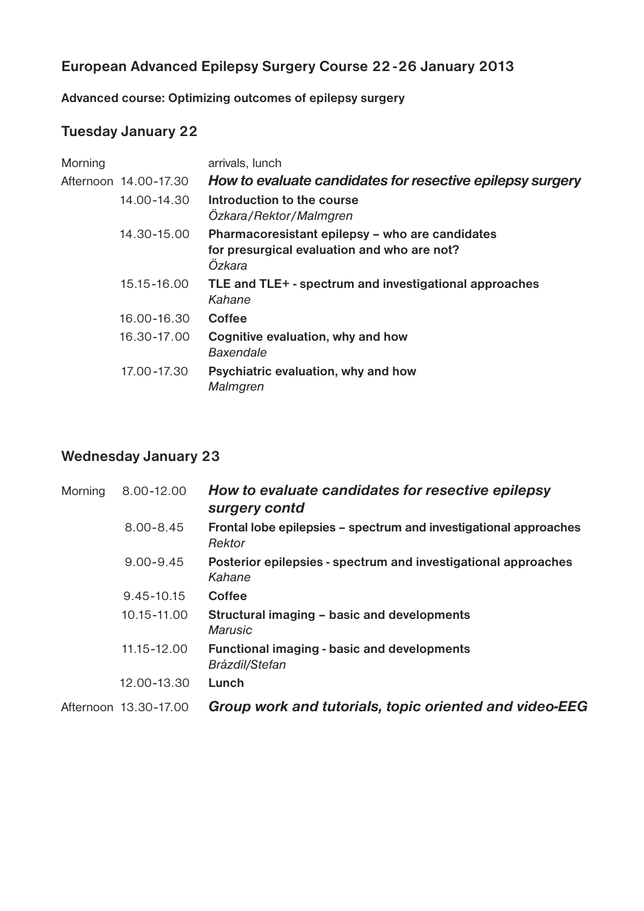## European Advanced Epilepsy Surgery Course 22-26 January 2013

**Advanced course: Optimizing outcomes of epilepsy surgery**

### Tuesday January 22

| | | |
|---|---|---|
| Morning | | arrivals, lunch |
| Afternoon | 14.00-17.30 | ***How to evaluate candidates for resective epilepsy surgery*** |
| | 14.00-14.30 | **Introduction to the course**<br>*Özkara/Rektor/Malmgren* |
| | 14.30-15.00 | **Pharmacoresistant epilepsy – who are candidates for presurgical evaluation and who are not?**<br>*Özkara* |
| | 15.15-16.00 | **TLE and TLE+ - spectrum and investigational approaches**<br>*Kahane* |
| | 16.00-16.30 | **Coffee** |
| | 16.30-17.00 | **Cognitive evaluation, why and how**<br>*Baxendale* |
| | 17.00-17.30 | **Psychiatric evaluation, why and how**<br>*Malmgren* |

### Wednesday January 23

| | | |
|---|---|---|
| Morning | 8.00-12.00 | ***How to evaluate candidates for resective epilepsy surgery contd*** |
| | 8.00-8.45 | **Frontal lobe epilepsies – spectrum and investigational approaches**<br>*Rektor* |
| | 9.00-9.45 | **Posterior epilepsies - spectrum and investigational approaches**<br>*Kahane* |
| | 9.45-10.15 | **Coffee** |
| | 10.15-11.00 | **Structural imaging – basic and developments**<br>*Marusic* |
| | 11.15-12.00 | **Functional imaging - basic and developments**<br>*Brázdil/Stefan* |
| | 12.00-13.30 | **Lunch** |
| Afternoon | 13.30-17.00 | ***Group work and tutorials, topic oriented and video-EEG*** |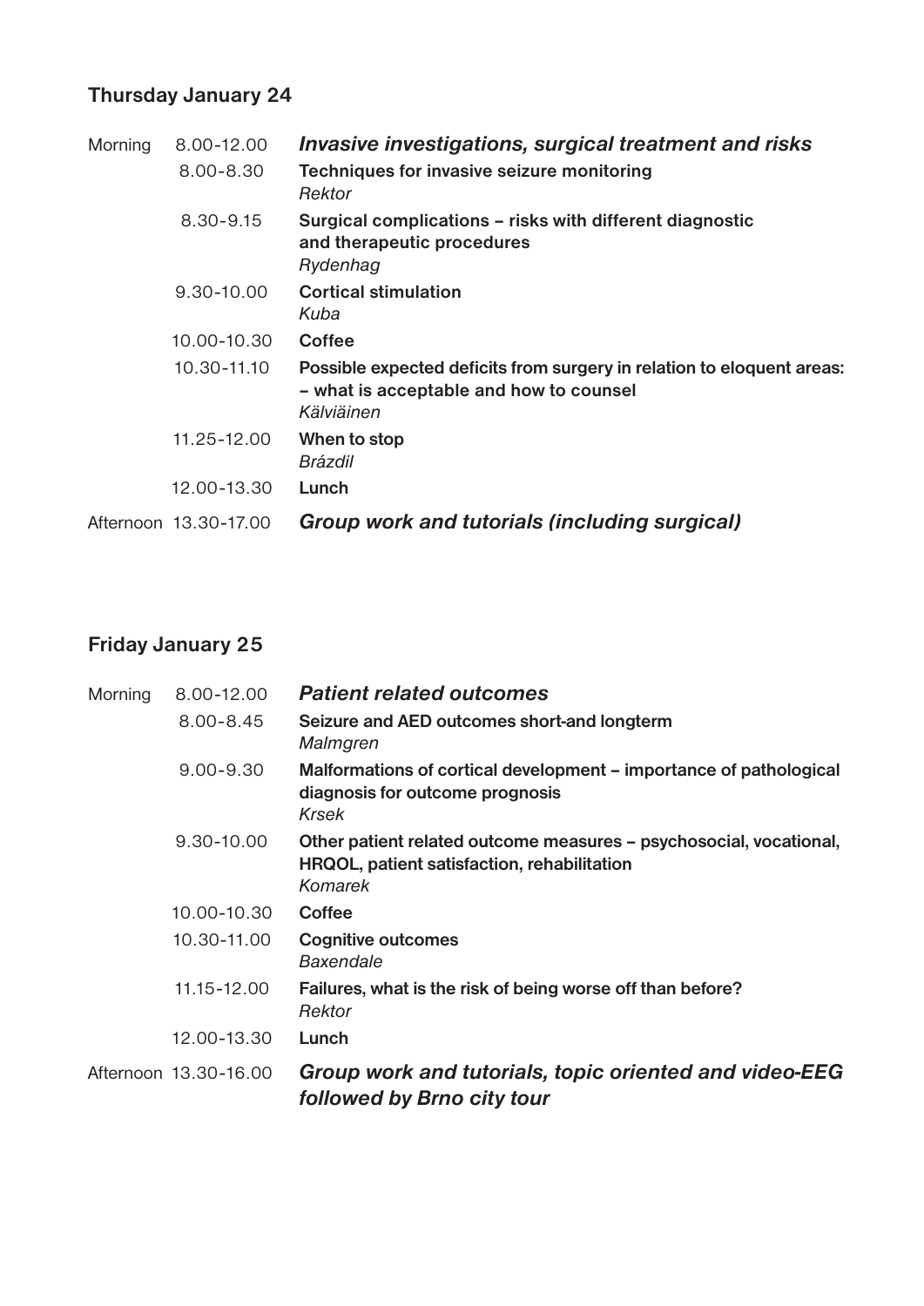## Thursday January 24

| | | |
|---|---|---|
| Morning | 8.00-12.00 | ***Invasive investigations, surgical treatment and risks*** |
| | 8.00-8.30 | **Techniques for invasive seizure monitoring**<br>*Rektor* |
| | 8.30-9.15 | **Surgical complications – risks with different diagnostic and therapeutic procedures**<br>*Rydenhag* |
| | 9.30-10.00 | **Cortical stimulation**<br>*Kuba* |
| | 10.00-10.30 | **Coffee** |
| | 10.30-11.10 | **Possible expected deficits from surgery in relation to eloquent areas: – what is acceptable and how to counsel**<br>*Kälviäinen* |
| | 11.25-12.00 | **When to stop**<br>*Brázdil* |
| | 12.00-13.30 | **Lunch** |
| Afternoon | 13.30-17.00 | ***Group work and tutorials (including surgical)*** |

## Friday January 25

| | | |
|---|---|---|
| Morning | 8.00-12.00 | ***Patient related outcomes*** |
| | 8.00-8.45 | **Seizure and AED outcomes short-and longterm**<br>*Malmgren* |
| | 9.00-9.30 | **Malformations of cortical development – importance of pathological diagnosis for outcome prognosis**<br>*Krsek* |
| | 9.30-10.00 | **Other patient related outcome measures – psychosocial, vocational, HRQOL, patient satisfaction, rehabilitation**<br>*Komarek* |
| | 10.00-10.30 | **Coffee** |
| | 10.30-11.00 | **Cognitive outcomes**<br>*Baxendale* |
| | 11.15-12.00 | **Failures, what is the risk of being worse off than before?**<br>*Rektor* |
| | 12.00-13.30 | **Lunch** |
| Afternoon | 13.30-16.00 | ***Group work and tutorials, topic oriented and video-EEG followed by Brno city tour*** |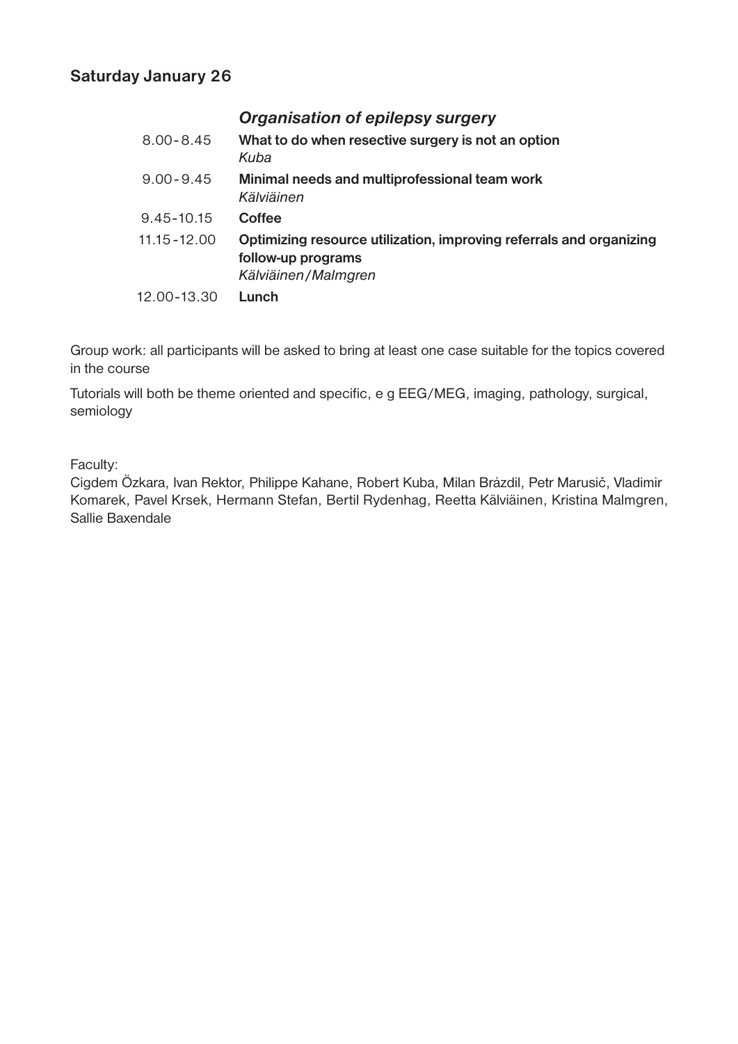## Saturday January 26

| | |
|---|---|
| | ***Organisation of epilepsy surgery*** |
| 8.00-8.45 | **What to do when resective surgery is not an option**<br>*Kuba* |
| 9.00-9.45 | **Minimal needs and multiprofessional team work**<br>*Kälviäinen* |
| 9.45-10.15 | **Coffee** |
| 11.15-12.00 | **Optimizing resource utilization, improving referrals and organizing follow-up programs**<br>*Kälviäinen/Malmgren* |
| 12.00-13.30 | **Lunch** |

Group work: all participants will be asked to bring at least one case suitable for the topics covered in the course

Tutorials will both be theme oriented and specific, e g EEG/MEG, imaging, pathology, surgical, semiology

Faculty:
Cigdem Özkara, Ivan Rektor, Philippe Kahane, Robert Kuba, Milan Brázdil, Petr Marusič, Vladimir Komarek, Pavel Krsek, Hermann Stefan, Bertil Rydenhag, Reetta Kälviäinen, Kristina Malmgren, Sallie Baxendale